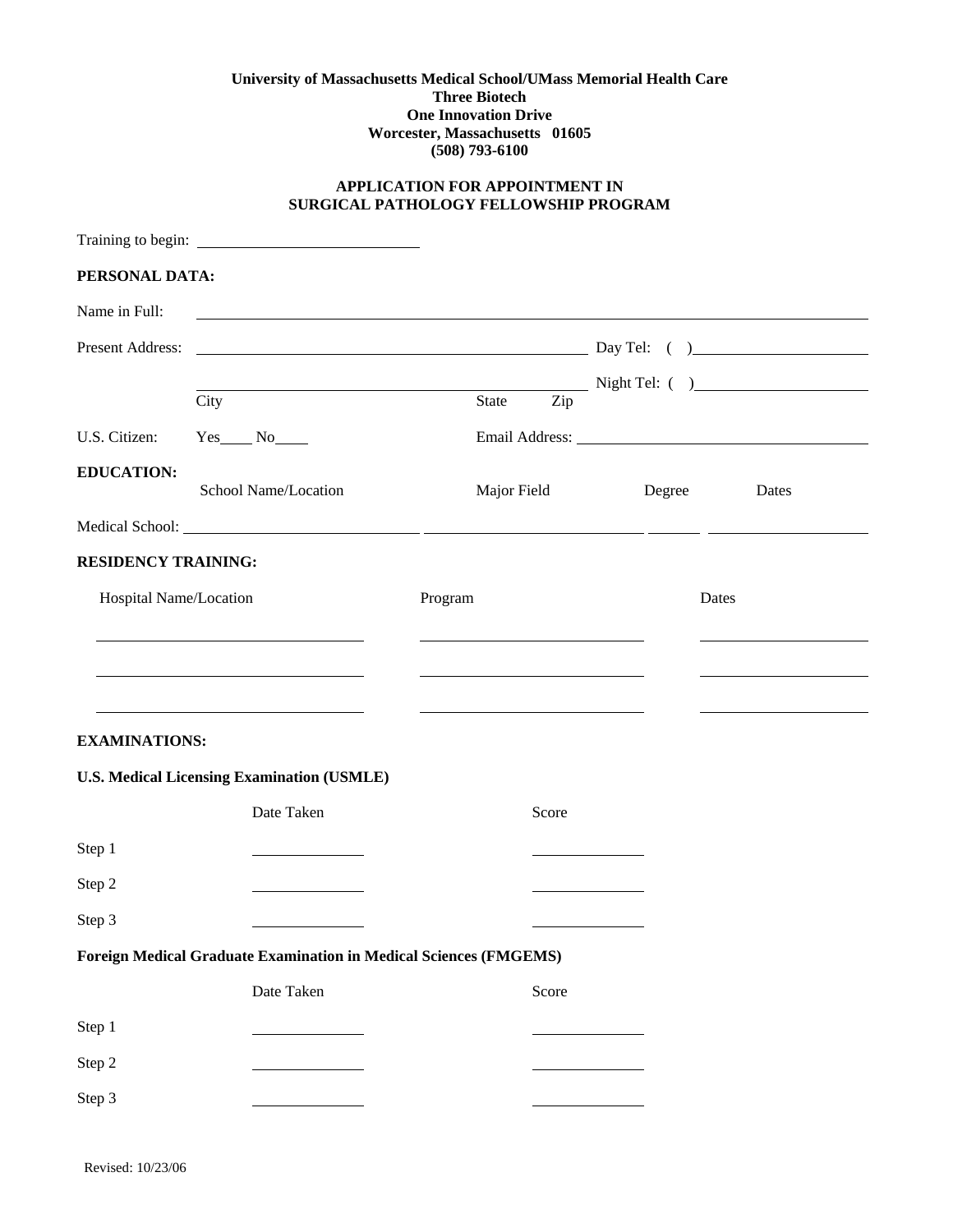**University of Massachusetts Medical School/UMass Memorial Health Care**
**Three Biotech**
**One Innovation Drive**
**Worcester, Massachusetts 01605**
**(508) 793-6100**

## APPLICATION FOR APPOINTMENT IN SURGICAL PATHOLOGY FELLOWSHIP PROGRAM

Training to begin: ______________________

**PERSONAL DATA:**

Name in Full: ______________________________________________

Present Address: ______________________________ Day Tel: ( ) ______________

______________________________ Night Tel: ( ) ______________

City State Zip

U.S. Citizen: Yes____ No____ Email Address: ______________________

**EDUCATION:**

| | School Name/Location | Major Field | Degree | Dates |
|---|---|---|---|---|
| Medical School: | | | | |

**RESIDENCY TRAINING:**

| Hospital Name/Location | Program | Dates |
|---|---|---|
| | | |
| | | |
| | | |

**EXAMINATIONS:**

**U.S. Medical Licensing Examination (USMLE)**

| | Date Taken | Score |
|---|---|---|
| Step 1 | | |
| Step 2 | | |
| Step 3 | | |

**Foreign Medical Graduate Examination in Medical Sciences (FMGEMS)**

| | Date Taken | Score |
|---|---|---|
| Step 1 | | |
| Step 2 | | |
| Step 3 | | |

Revised: 10/23/06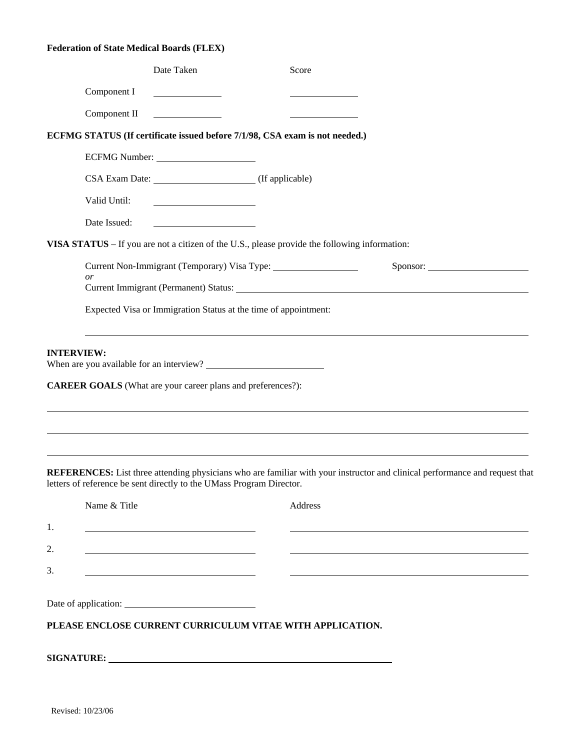**Federation of State Medical Boards (FLEX)**

| | Date Taken | Score |
|---|---|---|
| Component I | ______________ | ______________ |
| Component II | ______________ | ______________ |

**ECFMG STATUS (If certificate issued before 7/1/98, CSA exam is not needed.)**

ECFMG Number: ____________________

CSA Exam Date: ____________________ (If applicable)

Valid Until: ____________________

Date Issued: ____________________

**VISA STATUS** – If you are not a citizen of the U.S., please provide the following information:

Current Non-Immigrant (Temporary) Visa Type: ________________ Sponsor: ____________________
*or*
Current Immigrant (Permanent) Status: ______________________________________________

Expected Visa or Immigration Status at the time of appointment:

______________________________________________________________________

**INTERVIEW:**
When are you available for an interview? ________________________

**CAREER GOALS** (What are your career plans and preferences?):

______________________________________________________________________

______________________________________________________________________

______________________________________________________________________

**REFERENCES:** List three attending physicians who are familiar with your instructor and clinical performance and request that letters of reference be sent directly to the UMass Program Director.

| | Name & Title | Address |
|---|---|---|
| 1. | ______________________________ | ______________________________ |
| 2. | ______________________________ | ______________________________ |
| 3. | ______________________________ | ______________________________ |

Date of application: __________________________

**PLEASE ENCLOSE CURRENT CURRICULUM VITAE WITH APPLICATION.**

**SIGNATURE:** ______________________________________________________

Revised: 10/23/06